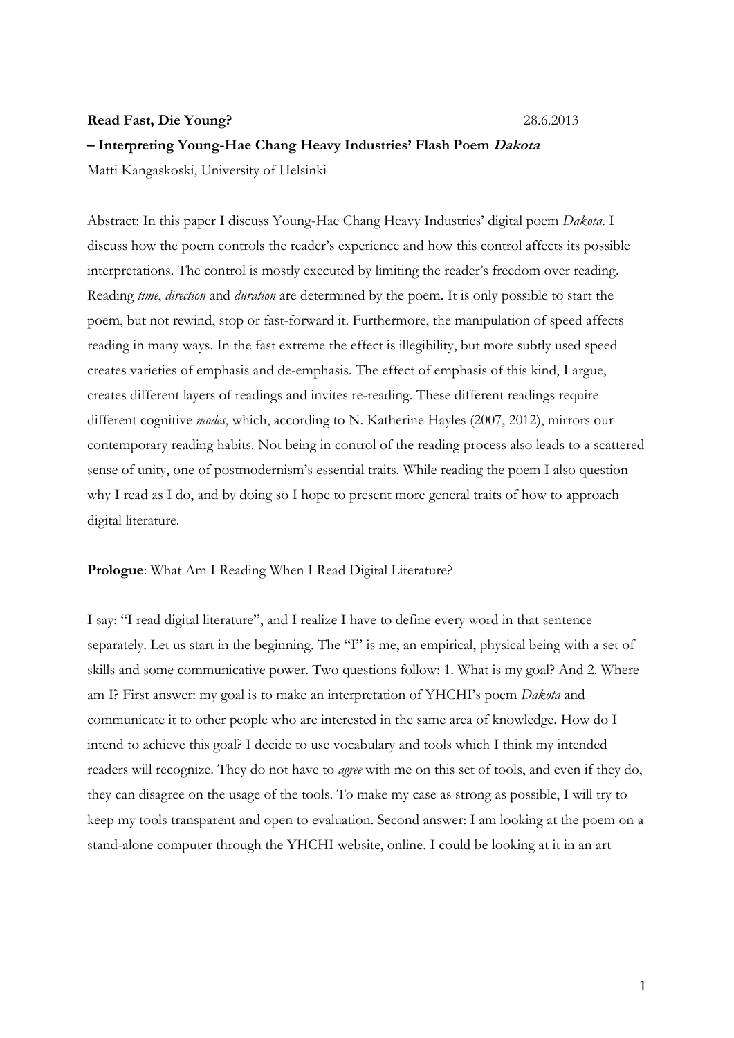**Read Fast, Die Young?** 28.6.2013

**– Interpreting Young-Hae Chang Heavy Industries' Flash Poem *Dakota***

Matti Kangaskoski, University of Helsinki

Abstract: In this paper I discuss Young-Hae Chang Heavy Industries' digital poem *Dakota*. I discuss how the poem controls the reader's experience and how this control affects its possible interpretations. The control is mostly executed by limiting the reader's freedom over reading. Reading *time*, *direction* and *duration* are determined by the poem. It is only possible to start the poem, but not rewind, stop or fast-forward it. Furthermore, the manipulation of speed affects reading in many ways. In the fast extreme the effect is illegibility, but more subtly used speed creates varieties of emphasis and de-emphasis. The effect of emphasis of this kind, I argue, creates different layers of readings and invites re-reading. These different readings require different cognitive *modes*, which, according to N. Katherine Hayles (2007, 2012), mirrors our contemporary reading habits. Not being in control of the reading process also leads to a scattered sense of unity, one of postmodernism's essential traits. While reading the poem I also question why I read as I do, and by doing so I hope to present more general traits of how to approach digital literature.

**Prologue**: What Am I Reading When I Read Digital Literature?

I say: "I read digital literature", and I realize I have to define every word in that sentence separately. Let us start in the beginning. The "I" is me, an empirical, physical being with a set of skills and some communicative power. Two questions follow: 1. What is my goal? And 2. Where am I? First answer: my goal is to make an interpretation of YHCHI's poem *Dakota* and communicate it to other people who are interested in the same area of knowledge. How do I intend to achieve this goal? I decide to use vocabulary and tools which I think my intended readers will recognize. They do not have to *agree* with me on this set of tools, and even if they do, they can disagree on the usage of the tools. To make my case as strong as possible, I will try to keep my tools transparent and open to evaluation. Second answer: I am looking at the poem on a stand-alone computer through the YHCHI website, online. I could be looking at it in an art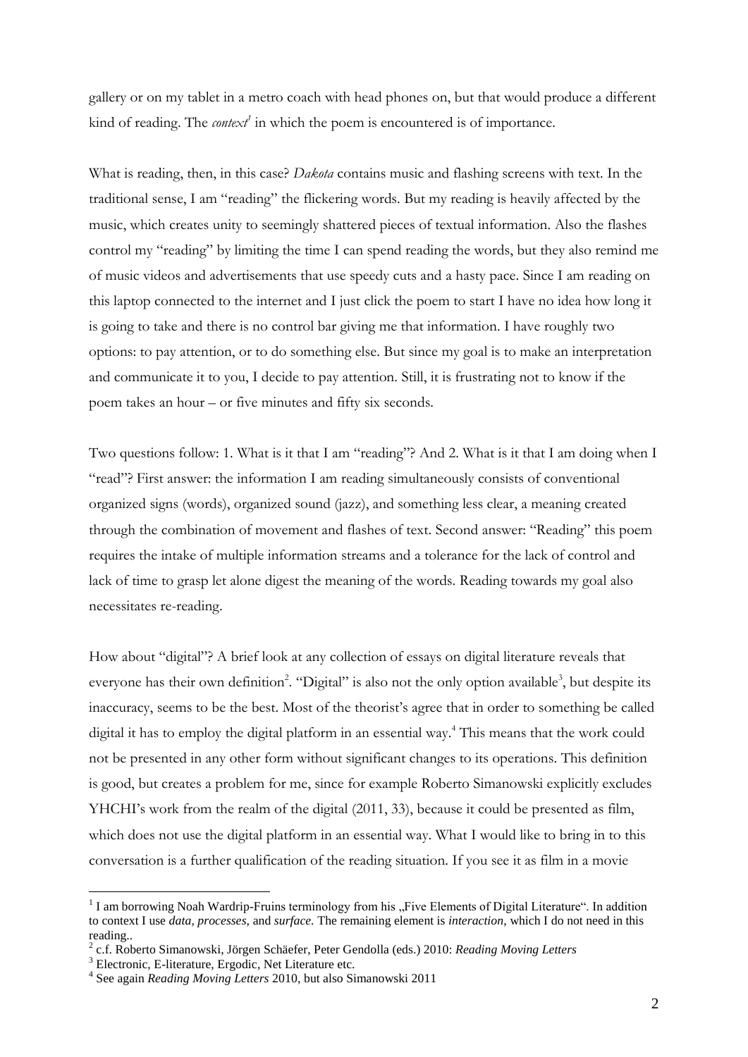gallery or on my tablet in a metro coach with head phones on, but that would produce a different kind of reading. The *context*[1] in which the poem is encountered is of importance.

What is reading, then, in this case? *Dakota* contains music and flashing screens with text. In the traditional sense, I am "reading" the flickering words. But my reading is heavily affected by the music, which creates unity to seemingly shattered pieces of textual information. Also the flashes control my "reading" by limiting the time I can spend reading the words, but they also remind me of music videos and advertisements that use speedy cuts and a hasty pace. Since I am reading on this laptop connected to the internet and I just click the poem to start I have no idea how long it is going to take and there is no control bar giving me that information. I have roughly two options: to pay attention, or to do something else. But since my goal is to make an interpretation and communicate it to you, I decide to pay attention. Still, it is frustrating not to know if the poem takes an hour – or five minutes and fifty six seconds.

Two questions follow: 1. What is it that I am "reading"? And 2. What is it that I am doing when I "read"? First answer: the information I am reading simultaneously consists of conventional organized signs (words), organized sound (jazz), and something less clear, a meaning created through the combination of movement and flashes of text. Second answer: "Reading" this poem requires the intake of multiple information streams and a tolerance for the lack of control and lack of time to grasp let alone digest the meaning of the words. Reading towards my goal also necessitates re-reading.

How about "digital"? A brief look at any collection of essays on digital literature reveals that everyone has their own definition[2]. "Digital" is also not the only option available[3], but despite its inaccuracy, seems to be the best. Most of the theorist's agree that in order to something be called digital it has to employ the digital platform in an essential way.[4] This means that the work could not be presented in any other form without significant changes to its operations. This definition is good, but creates a problem for me, since for example Roberto Simanowski explicitly excludes YHCHI's work from the realm of the digital (2011, 33), because it could be presented as film, which does not use the digital platform in an essential way. What I would like to bring in to this conversation is a further qualification of the reading situation. If you see it as film in a movie

---

[1] I am borrowing Noah Wardrip-Fruins terminology from his „Five Elements of Digital Literature". In addition to context I use *data, processes,* and *surface.* The remaining element is *interaction,* which I do not need in this reading..

[2] c.f. Roberto Simanowski, Jörgen Schäefer, Peter Gendolla (eds.) 2010: *Reading Moving Letters*

[3] Electronic, E-literature, Ergodic, Net Literature etc.

[4] See again *Reading Moving Letters* 2010, but also Simanowski 2011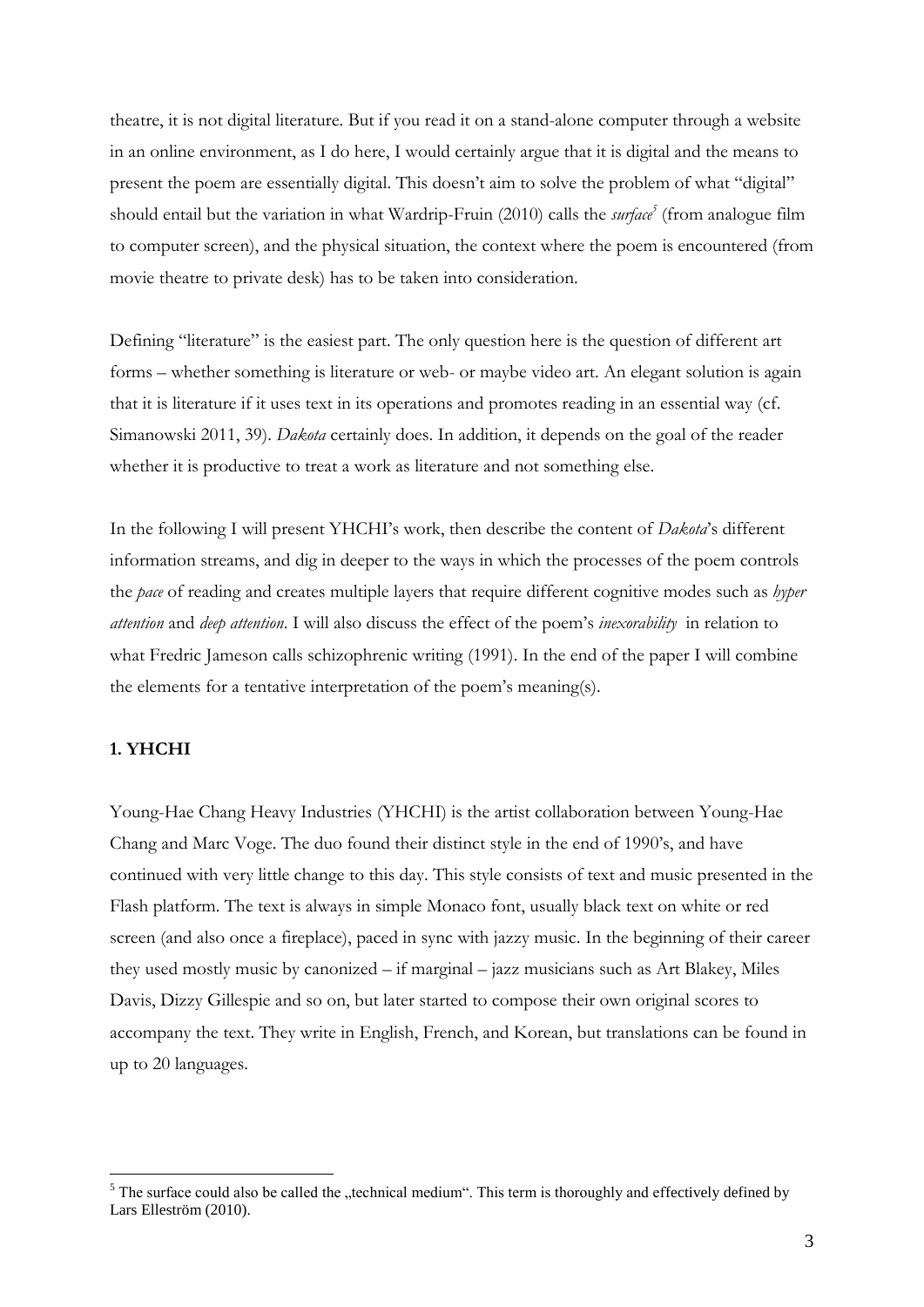theatre, it is not digital literature. But if you read it on a stand-alone computer through a website in an online environment, as I do here, I would certainly argue that it is digital and the means to present the poem are essentially digital. This doesn't aim to solve the problem of what "digital" should entail but the variation in what Wardrip-Fruin (2010) calls the ***surface***[5] (from analogue film to computer screen), and the physical situation, the context where the poem is encountered (from movie theatre to private desk) has to be taken into consideration.

Defining "literature" is the easiest part. The only question here is the question of different art forms – whether something is literature or web- or maybe video art. An elegant solution is again that it is literature if it uses text in its operations and promotes reading in an essential way (cf. Simanowski 2011, 39). *Dakota* certainly does. In addition, it depends on the goal of the reader whether it is productive to treat a work as literature and not something else.

In the following I will present YHCHI's work, then describe the content of *Dakota*'s different information streams, and dig in deeper to the ways in which the processes of the poem controls the *pace* of reading and creates multiple layers that require different cognitive modes such as *hyper attention* and *deep attention*. I will also discuss the effect of the poem's *inexorability* in relation to what Fredric Jameson calls schizophrenic writing (1991). In the end of the paper I will combine the elements for a tentative interpretation of the poem's meaning(s).

## 1. YHCHI

Young-Hae Chang Heavy Industries (YHCHI) is the artist collaboration between Young-Hae Chang and Marc Voge. The duo found their distinct style in the end of 1990's, and have continued with very little change to this day. This style consists of text and music presented in the Flash platform. The text is always in simple Monaco font, usually black text on white or red screen (and also once a fireplace), paced in sync with jazzy music. In the beginning of their career they used mostly music by canonized – if marginal – jazz musicians such as Art Blakey, Miles Davis, Dizzy Gillespie and so on, but later started to compose their own original scores to accompany the text. They write in English, French, and Korean, but translations can be found in up to 20 languages.

[5] The surface could also be called the „technical medium". This term is thoroughly and effectively defined by Lars Elleström (2010).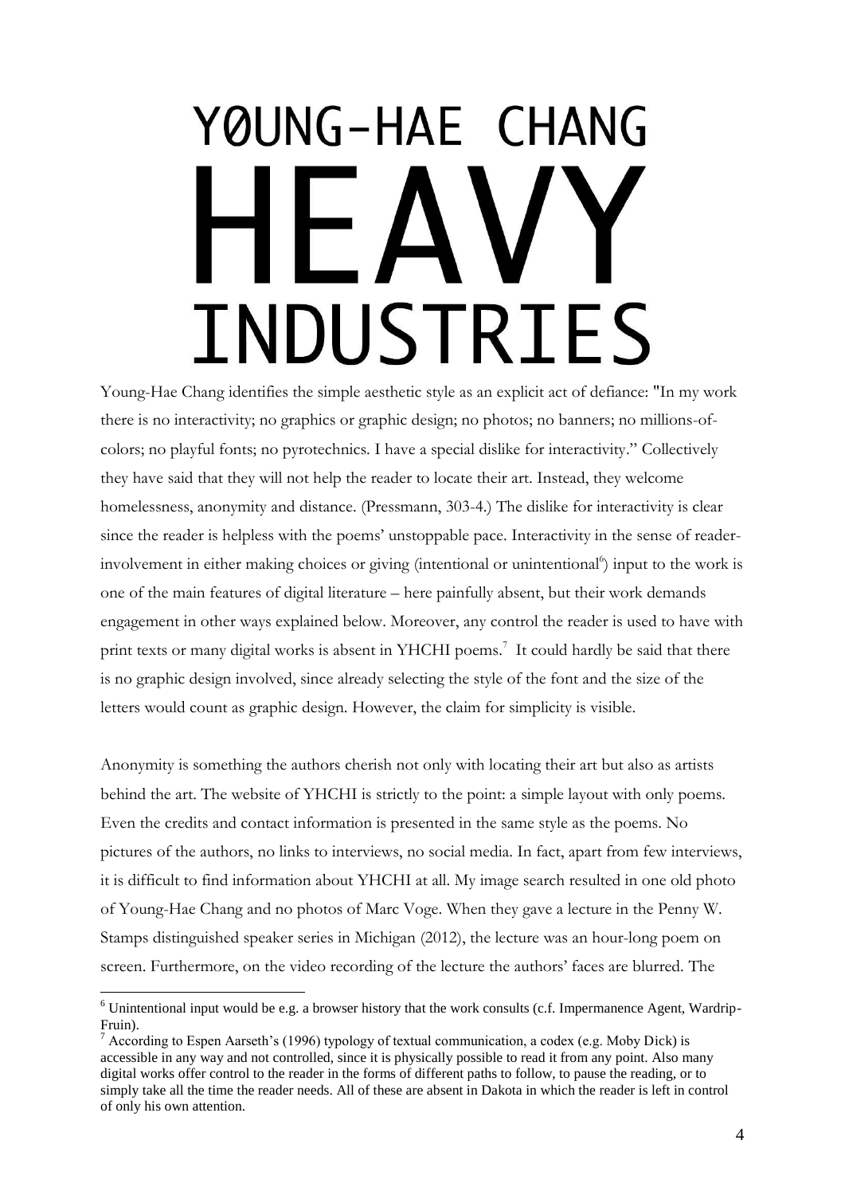# YØUNG-HAE CHANG HEAVY INDUSTRIES

Young-Hae Chang identifies the simple aesthetic style as an explicit act of defiance: "In my work there is no interactivity; no graphics or graphic design; no photos; no banners; no millions-of-colors; no playful fonts; no pyrotechnics. I have a special dislike for interactivity." Collectively they have said that they will not help the reader to locate their art. Instead, they welcome homelessness, anonymity and distance. (Pressmann, 303-4.) The dislike for interactivity is clear since the reader is helpless with the poems' unstoppable pace. Interactivity in the sense of reader-involvement in either making choices or giving (intentional or unintentional[6]) input to the work is one of the main features of digital literature – here painfully absent, but their work demands engagement in other ways explained below. Moreover, any control the reader is used to have with print texts or many digital works is absent in YHCHI poems.[7] It could hardly be said that there is no graphic design involved, since already selecting the style of the font and the size of the letters would count as graphic design. However, the claim for simplicity is visible.

Anonymity is something the authors cherish not only with locating their art but also as artists behind the art. The website of YHCHI is strictly to the point: a simple layout with only poems. Even the credits and contact information is presented in the same style as the poems. No pictures of the authors, no links to interviews, no social media. In fact, apart from few interviews, it is difficult to find information about YHCHI at all. My image search resulted in one old photo of Young-Hae Chang and no photos of Marc Voge. When they gave a lecture in the Penny W. Stamps distinguished speaker series in Michigan (2012), the lecture was an hour-long poem on screen. Furthermore, on the video recording of the lecture the authors' faces are blurred. The

---

[6] Unintentional input would be e.g. a browser history that the work consults (c.f. Impermanence Agent, Wardrip-Fruin).

[7] According to Espen Aarseth's (1996) typology of textual communication, a codex (e.g. Moby Dick) is accessible in any way and not controlled, since it is physically possible to read it from any point. Also many digital works offer control to the reader in the forms of different paths to follow, to pause the reading, or to simply take all the time the reader needs. All of these are absent in Dakota in which the reader is left in control of only his own attention.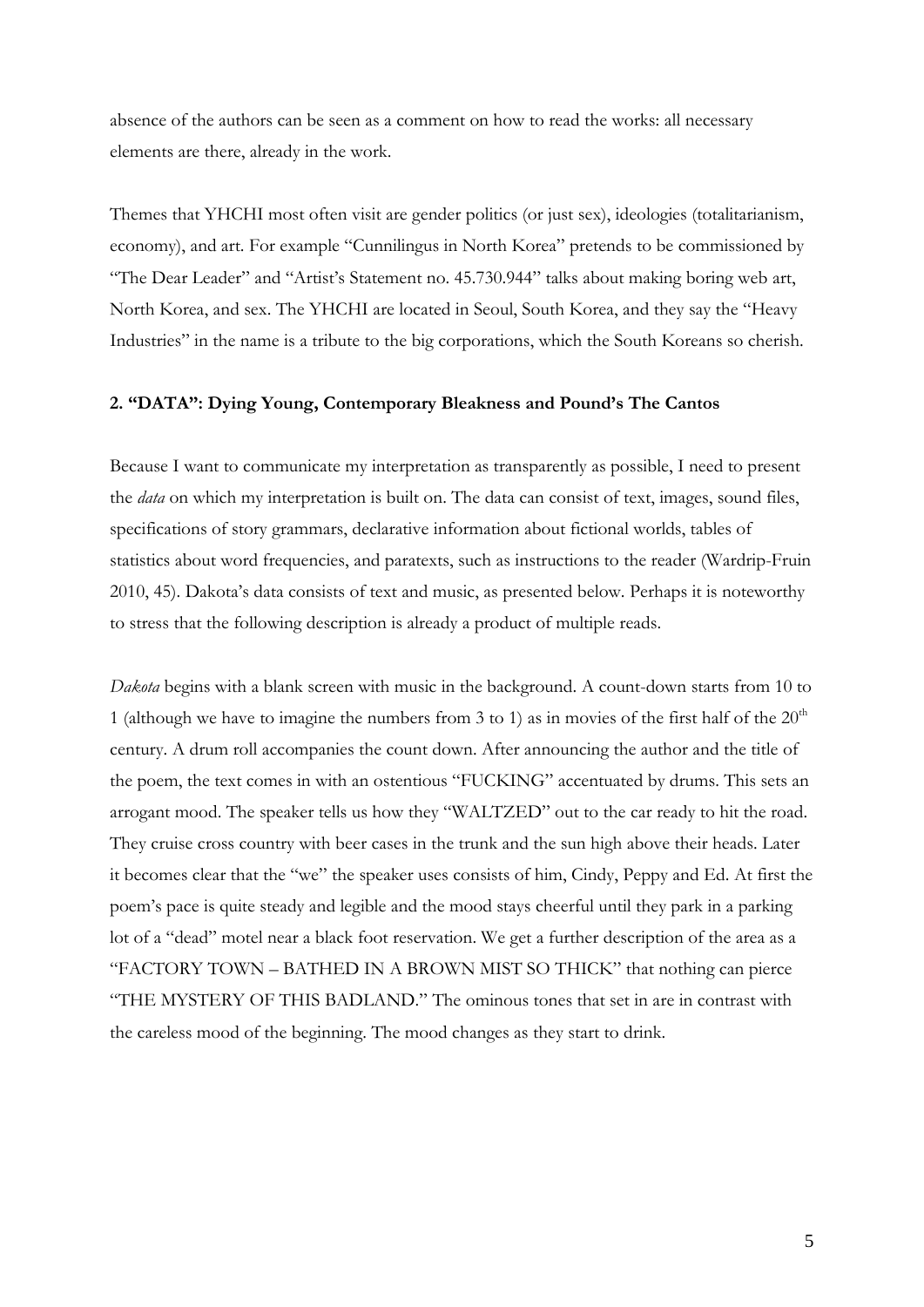absence of the authors can be seen as a comment on how to read the works: all necessary elements are there, already in the work.

Themes that YHCHI most often visit are gender politics (or just sex), ideologies (totalitarianism, economy), and art. For example "Cunnilingus in North Korea" pretends to be commissioned by "The Dear Leader" and "Artist's Statement no. 45.730.944" talks about making boring web art, North Korea, and sex. The YHCHI are located in Seoul, South Korea, and they say the "Heavy Industries" in the name is a tribute to the big corporations, which the South Koreans so cherish.

## 2. "DATA": Dying Young, Contemporary Bleakness and Pound's The Cantos

Because I want to communicate my interpretation as transparently as possible, I need to present the *data* on which my interpretation is built on. The data can consist of text, images, sound files, specifications of story grammars, declarative information about fictional worlds, tables of statistics about word frequencies, and paratexts, such as instructions to the reader (Wardrip-Fruin 2010, 45). Dakota's data consists of text and music, as presented below. Perhaps it is noteworthy to stress that the following description is already a product of multiple reads.

*Dakota* begins with a blank screen with music in the background. A count-down starts from 10 to 1 (although we have to imagine the numbers from 3 to 1) as in movies of the first half of the 20th century. A drum roll accompanies the count down. After announcing the author and the title of the poem, the text comes in with an ostentious "FUCKING" accentuated by drums. This sets an arrogant mood. The speaker tells us how they "WALTZED" out to the car ready to hit the road. They cruise cross country with beer cases in the trunk and the sun high above their heads. Later it becomes clear that the "we" the speaker uses consists of him, Cindy, Peppy and Ed. At first the poem's pace is quite steady and legible and the mood stays cheerful until they park in a parking lot of a "dead" motel near a black foot reservation. We get a further description of the area as a "FACTORY TOWN – BATHED IN A BROWN MIST SO THICK" that nothing can pierce "THE MYSTERY OF THIS BADLAND." The ominous tones that set in are in contrast with the careless mood of the beginning. The mood changes as they start to drink.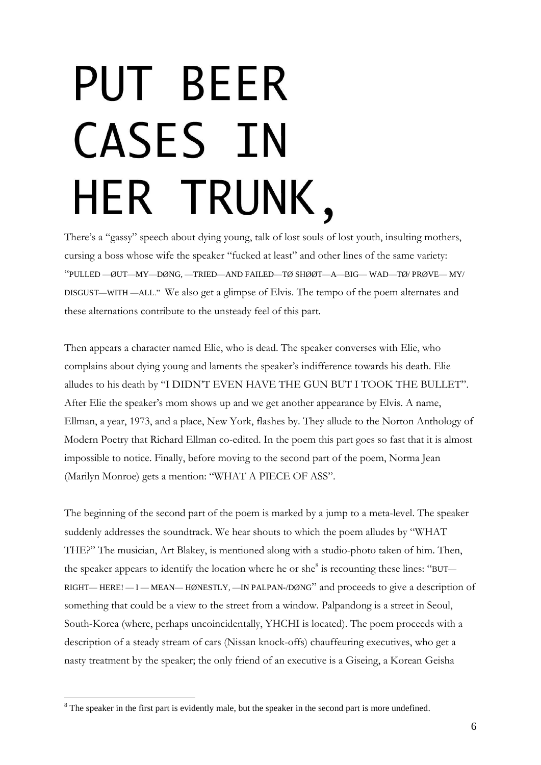# PUT BEER CASES IN HER TRUNK,

There's a "gassy" speech about dying young, talk of lost souls of lost youth, insulting mothers, cursing a boss whose wife the speaker "fucked at least" and other lines of the same variety: "PULLED —ØUT—MY—DØNG, —TRIED—AND FAILED—TØ SHØØT—A—BIG— WAD—TØ/ PRØVE— MY/ DISGUST—WITH —ALL." We also get a glimpse of Elvis. The tempo of the poem alternates and these alternations contribute to the unsteady feel of this part.

Then appears a character named Elie, who is dead. The speaker converses with Elie, who complains about dying young and laments the speaker's indifference towards his death. Elie alludes to his death by "I DIDN'T EVEN HAVE THE GUN BUT I TOOK THE BULLET". After Elie the speaker's mom shows up and we get another appearance by Elvis. A name, Ellman, a year, 1973, and a place, New York, flashes by. They allude to the Norton Anthology of Modern Poetry that Richard Ellman co-edited. In the poem this part goes so fast that it is almost impossible to notice. Finally, before moving to the second part of the poem, Norma Jean (Marilyn Monroe) gets a mention: "WHAT A PIECE OF ASS".

The beginning of the second part of the poem is marked by a jump to a meta-level. The speaker suddenly addresses the soundtrack. We hear shouts to which the poem alludes by "WHAT THE?" The musician, Art Blakey, is mentioned along with a studio-photo taken of him. Then, the speaker appears to identify the location where he or she[8] is recounting these lines: "BUT— RIGHT— HERE! — I — MEAN— HØNESTLY, —IN PALPAN-/DØNG" and proceeds to give a description of something that could be a view to the street from a window. Palpandong is a street in Seoul, South-Korea (where, perhaps uncoincidentally, YHCHI is located). The poem proceeds with a description of a steady stream of cars (Nissan knock-offs) chauffeuring executives, who get a nasty treatment by the speaker; the only friend of an executive is a Giseing, a Korean Geisha

[8] The speaker in the first part is evidently male, but the speaker in the second part is more undefined.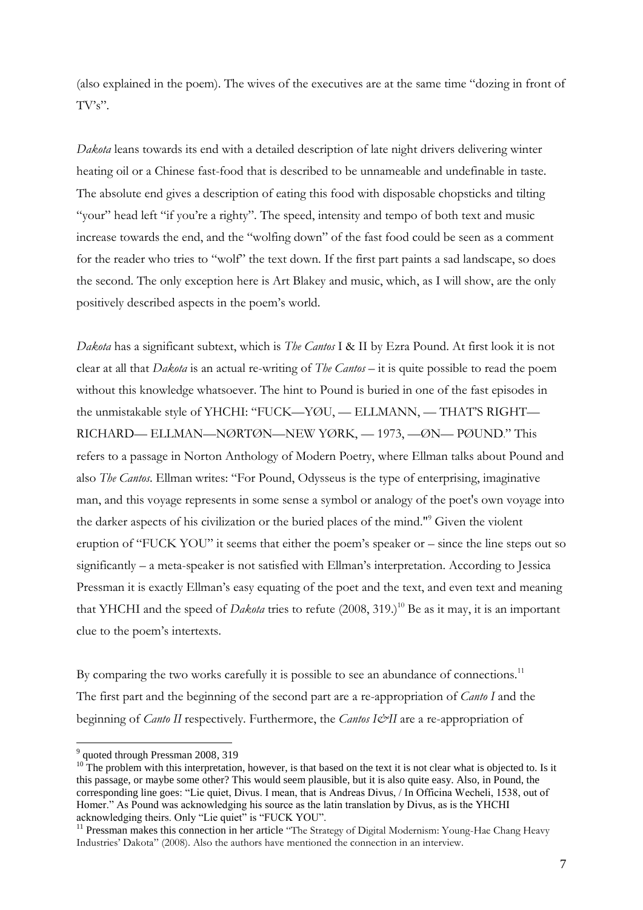(also explained in the poem). The wives of the executives are at the same time "dozing in front of TV's".

*Dakota* leans towards its end with a detailed description of late night drivers delivering winter heating oil or a Chinese fast-food that is described to be unnameable and undefinable in taste. The absolute end gives a description of eating this food with disposable chopsticks and tilting "your" head left "if you're a righty". The speed, intensity and tempo of both text and music increase towards the end, and the "wolfing down" of the fast food could be seen as a comment for the reader who tries to "wolf" the text down. If the first part paints a sad landscape, so does the second. The only exception here is Art Blakey and music, which, as I will show, are the only positively described aspects in the poem's world.

*Dakota* has a significant subtext, which is *The Cantos* I & II by Ezra Pound. At first look it is not clear at all that *Dakota* is an actual re-writing of *The Cantos* – it is quite possible to read the poem without this knowledge whatsoever. The hint to Pound is buried in one of the fast episodes in the unmistakable style of YHCHI: "FUCK—YØU, — ELLMANN, — THAT'S RIGHT— RICHARD— ELLMAN—NØRTØN—NEW YØRK, — 1973, —ØN— PØUND." This refers to a passage in Norton Anthology of Modern Poetry, where Ellman talks about Pound and also *The Cantos*. Ellman writes: "For Pound, Odysseus is the type of enterprising, imaginative man, and this voyage represents in some sense a symbol or analogy of the poet's own voyage into the darker aspects of his civilization or the buried places of the mind."[9] Given the violent eruption of "FUCK YOU" it seems that either the poem's speaker or – since the line steps out so significantly – a meta-speaker is not satisfied with Ellman's interpretation. According to Jessica Pressman it is exactly Ellman's easy equating of the poet and the text, and even text and meaning that YHCHI and the speed of *Dakota* tries to refute (2008, 319.)[10] Be as it may, it is an important clue to the poem's intertexts.

By comparing the two works carefully it is possible to see an abundance of connections.[11] The first part and the beginning of the second part are a re-appropriation of *Canto I* and the beginning of *Canto II* respectively. Furthermore, the *Cantos I&II* are a re-appropriation of

---

[9] quoted through Pressman 2008, 319

[10] The problem with this interpretation, however, is that based on the text it is not clear what is objected to. Is it this passage, or maybe some other? This would seem plausible, but it is also quite easy. Also, in Pound, the corresponding line goes: "Lie quiet, Divus. I mean, that is Andreas Divus, / In Officina Wecheli, 1538, out of Homer." As Pound was acknowledging his source as the latin translation by Divus, as is the YHCHI acknowledging theirs. Only "Lie quiet" is "FUCK YOU".

[11] Pressman makes this connection in her article "The Strategy of Digital Modernism: Young-Hae Chang Heavy Industries' Dakota" (2008). Also the authors have mentioned the connection in an interview.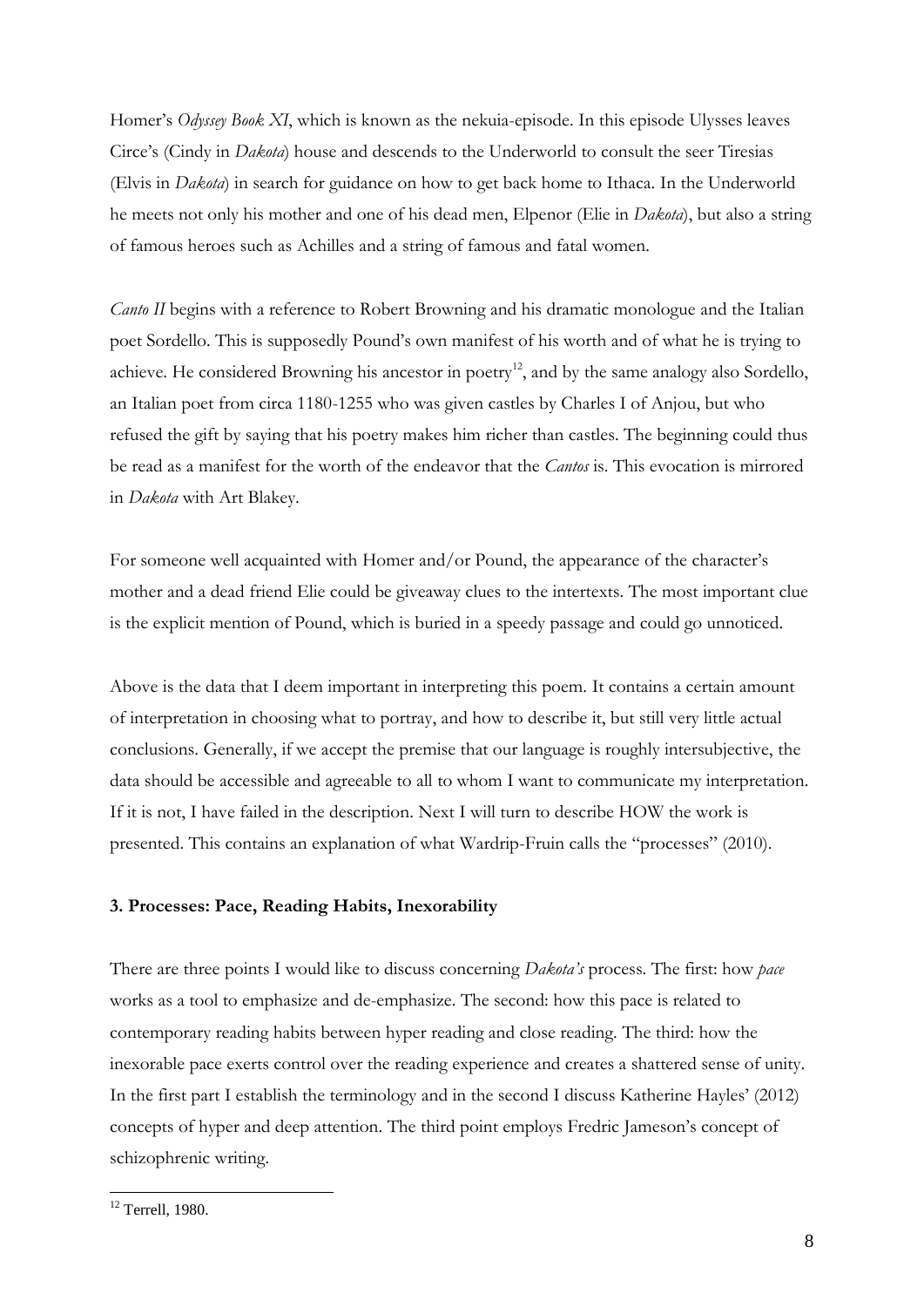Homer's *Odyssey Book XI*, which is known as the nekuia-episode. In this episode Ulysses leaves Circe's (Cindy in *Dakota*) house and descends to the Underworld to consult the seer Tiresias (Elvis in *Dakota*) in search for guidance on how to get back home to Ithaca. In the Underworld he meets not only his mother and one of his dead men, Elpenor (Elie in *Dakota*), but also a string of famous heroes such as Achilles and a string of famous and fatal women.

*Canto II* begins with a reference to Robert Browning and his dramatic monologue and the Italian poet Sordello. This is supposedly Pound's own manifest of his worth and of what he is trying to achieve. He considered Browning his ancestor in poetry[12], and by the same analogy also Sordello, an Italian poet from circa 1180-1255 who was given castles by Charles I of Anjou, but who refused the gift by saying that his poetry makes him richer than castles. The beginning could thus be read as a manifest for the worth of the endeavor that the *Cantos* is. This evocation is mirrored in *Dakota* with Art Blakey.

For someone well acquainted with Homer and/or Pound, the appearance of the character's mother and a dead friend Elie could be giveaway clues to the intertexts. The most important clue is the explicit mention of Pound, which is buried in a speedy passage and could go unnoticed.

Above is the data that I deem important in interpreting this poem. It contains a certain amount of interpretation in choosing what to portray, and how to describe it, but still very little actual conclusions. Generally, if we accept the premise that our language is roughly intersubjective, the data should be accessible and agreeable to all to whom I want to communicate my interpretation. If it is not, I have failed in the description. Next I will turn to describe HOW the work is presented. This contains an explanation of what Wardrip-Fruin calls the "processes" (2010).

### 3. Processes: Pace, Reading Habits, Inexorability

There are three points I would like to discuss concerning *Dakota's* process. The first: how *pace* works as a tool to emphasize and de-emphasize. The second: how this pace is related to contemporary reading habits between hyper reading and close reading. The third: how the inexorable pace exerts control over the reading experience and creates a shattered sense of unity. In the first part I establish the terminology and in the second I discuss Katherine Hayles' (2012) concepts of hyper and deep attention. The third point employs Fredric Jameson's concept of schizophrenic writing.

[12] Terrell, 1980.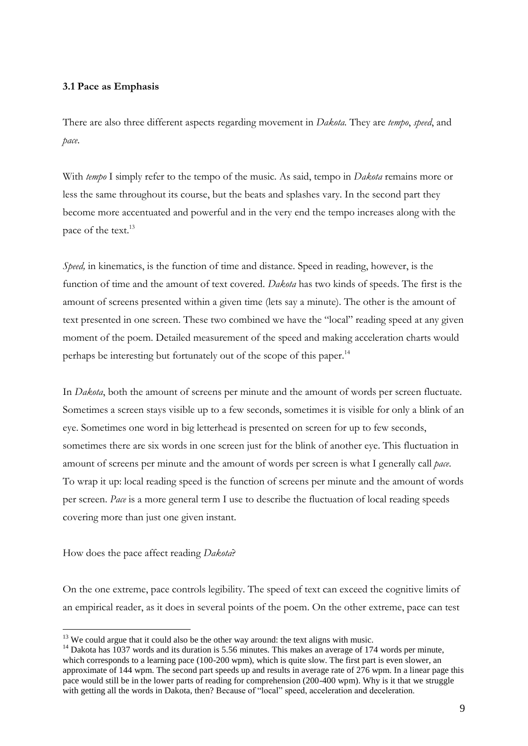### 3.1 Pace as Emphasis

There are also three different aspects regarding movement in *Dakota*. They are *tempo*, *speed*, and *pace*.

With *tempo* I simply refer to the tempo of the music. As said, tempo in *Dakota* remains more or less the same throughout its course, but the beats and splashes vary. In the second part they become more accentuated and powerful and in the very end the tempo increases along with the pace of the text.[13]

*Speed,* in kinematics, is the function of time and distance. Speed in reading, however, is the function of time and the amount of text covered. *Dakota* has two kinds of speeds. The first is the amount of screens presented within a given time (lets say a minute). The other is the amount of text presented in one screen. These two combined we have the "local" reading speed at any given moment of the poem. Detailed measurement of the speed and making acceleration charts would perhaps be interesting but fortunately out of the scope of this paper.[14]

In *Dakota*, both the amount of screens per minute and the amount of words per screen fluctuate. Sometimes a screen stays visible up to a few seconds, sometimes it is visible for only a blink of an eye. Sometimes one word in big letterhead is presented on screen for up to few seconds, sometimes there are six words in one screen just for the blink of another eye. This fluctuation in amount of screens per minute and the amount of words per screen is what I generally call *pace*. To wrap it up: local reading speed is the function of screens per minute and the amount of words per screen. *Pace* is a more general term I use to describe the fluctuation of local reading speeds covering more than just one given instant.

How does the pace affect reading *Dakota*?

On the one extreme, pace controls legibility. The speed of text can exceed the cognitive limits of an empirical reader, as it does in several points of the poem. On the other extreme, pace can test

[13] We could argue that it could also be the other way around: the text aligns with music.

[14] Dakota has 1037 words and its duration is 5.56 minutes. This makes an average of 174 words per minute, which corresponds to a learning pace (100-200 wpm), which is quite slow. The first part is even slower, an approximate of 144 wpm. The second part speeds up and results in average rate of 276 wpm. In a linear page this pace would still be in the lower parts of reading for comprehension (200-400 wpm). Why is it that we struggle with getting all the words in Dakota, then? Because of "local" speed, acceleration and deceleration.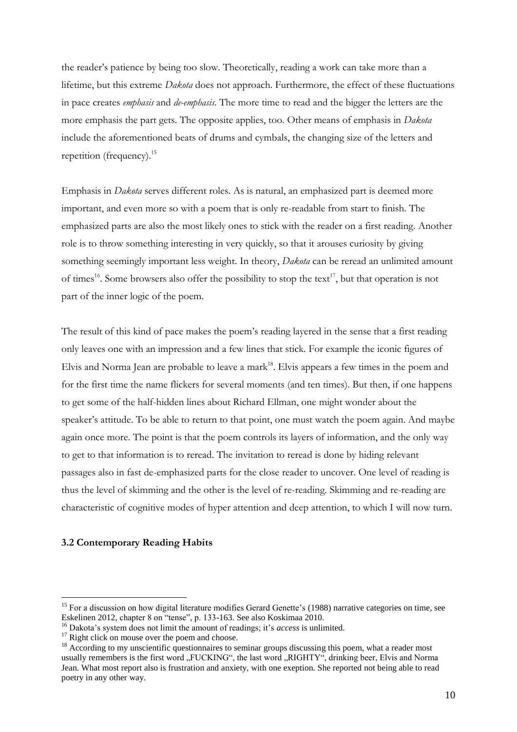the reader's patience by being too slow. Theoretically, reading a work can take more than a lifetime, but this extreme *Dakota* does not approach. Furthermore, the effect of these fluctuations in pace creates *emphasis* and *de-emphasis*. The more time to read and the bigger the letters are the more emphasis the part gets. The opposite applies, too. Other means of emphasis in *Dakota* include the aforementioned beats of drums and cymbals, the changing size of the letters and repetition (frequency).[15]

Emphasis in *Dakota* serves different roles. As is natural, an emphasized part is deemed more important, and even more so with a poem that is only re-readable from start to finish. The emphasized parts are also the most likely ones to stick with the reader on a first reading. Another role is to throw something interesting in very quickly, so that it arouses curiosity by giving something seemingly important less weight. In theory, *Dakota* can be reread an unlimited amount of times[16]. Some browsers also offer the possibility to stop the text[17], but that operation is not part of the inner logic of the poem.

The result of this kind of pace makes the poem's reading layered in the sense that a first reading only leaves one with an impression and a few lines that stick. For example the iconic figures of Elvis and Norma Jean are probable to leave a mark[18]. Elvis appears a few times in the poem and for the first time the name flickers for several moments (and ten times). But then, if one happens to get some of the half-hidden lines about Richard Ellman, one might wonder about the speaker's attitude. To be able to return to that point, one must watch the poem again. And maybe again once more. The point is that the poem controls its layers of information, and the only way to get to that information is to reread. The invitation to reread is done by hiding relevant passages also in fast de-emphasized parts for the close reader to uncover. One level of reading is thus the level of skimming and the other is the level of re-reading. Skimming and re-reading are characteristic of cognitive modes of hyper attention and deep attention, to which I will now turn.

### 3.2 Contemporary Reading Habits

---

[15] For a discussion on how digital literature modifies Gerard Genette's (1988) narrative categories on time, see Eskelinen 2012, chapter 8 on "tense", p. 133-163. See also Koskimaa 2010.

[16] Dakota's system does not limit the amount of readings; it's *access* is unlimited.

[17] Right click on mouse over the poem and choose.

[18] According to my unscientific questionnaires to seminar groups discussing this poem, what a reader most usually remembers is the first word „FUCKING", the last word „RIGHTY", drinking beer, Elvis and Norma Jean. What most report also is frustration and anxiety, with one exeption. She reported not being able to read poetry in any other way.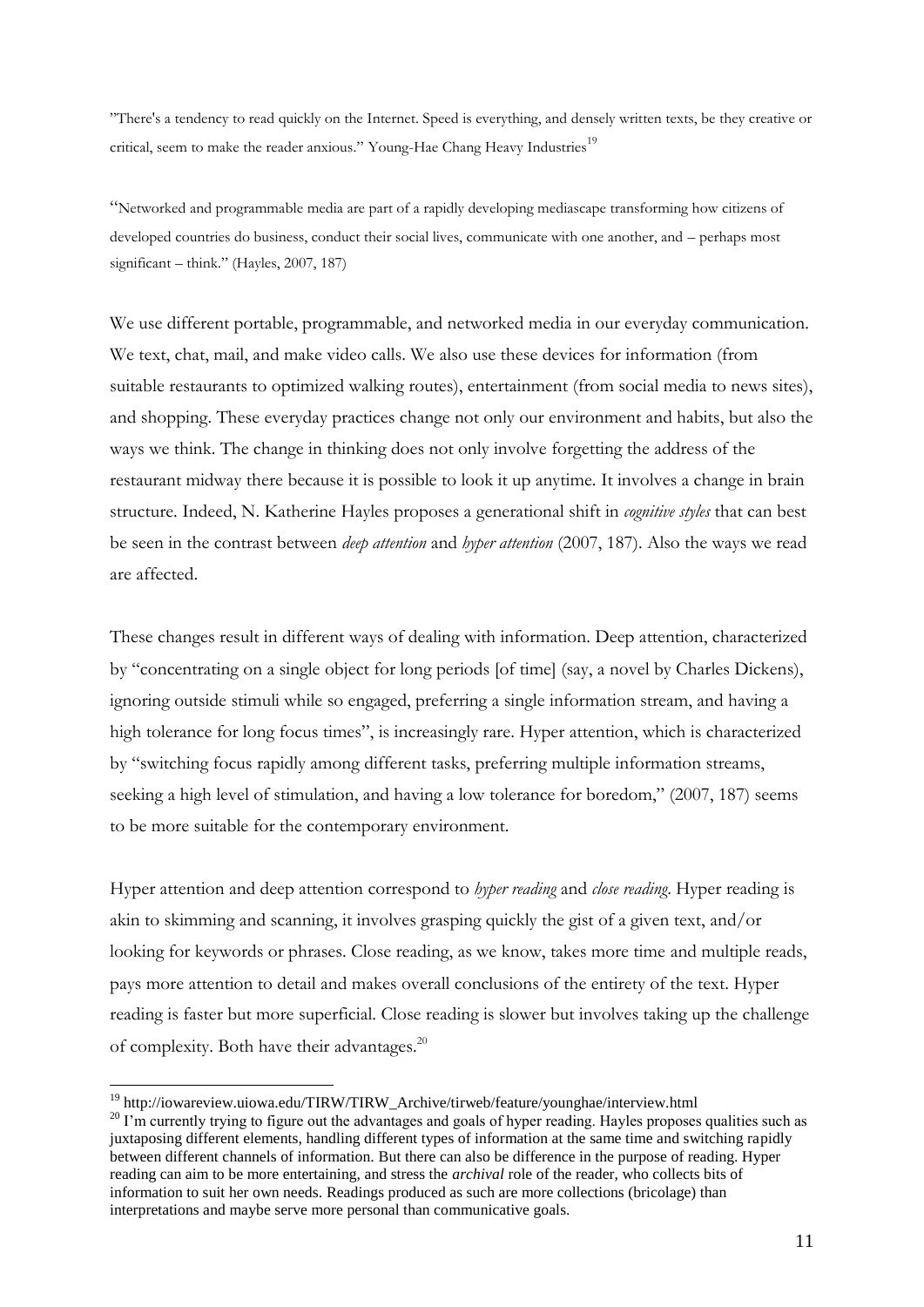"There's a tendency to read quickly on the Internet. Speed is everything, and densely written texts, be they creative or critical, seem to make the reader anxious." Young-Hae Chang Heavy Industries[19]

"Networked and programmable media are part of a rapidly developing mediascape transforming how citizens of developed countries do business, conduct their social lives, communicate with one another, and – perhaps most significant – think." (Hayles, 2007, 187)

We use different portable, programmable, and networked media in our everyday communication. We text, chat, mail, and make video calls. We also use these devices for information (from suitable restaurants to optimized walking routes), entertainment (from social media to news sites), and shopping. These everyday practices change not only our environment and habits, but also the ways we think. The change in thinking does not only involve forgetting the address of the restaurant midway there because it is possible to look it up anytime. It involves a change in brain structure. Indeed, N. Katherine Hayles proposes a generational shift in *cognitive styles* that can best be seen in the contrast between *deep attention* and *hyper attention* (2007, 187). Also the ways we read are affected.

These changes result in different ways of dealing with information. Deep attention, characterized by "concentrating on a single object for long periods [of time] (say, a novel by Charles Dickens), ignoring outside stimuli while so engaged, preferring a single information stream, and having a high tolerance for long focus times", is increasingly rare. Hyper attention, which is characterized by "switching focus rapidly among different tasks, preferring multiple information streams, seeking a high level of stimulation, and having a low tolerance for boredom," (2007, 187) seems to be more suitable for the contemporary environment.

Hyper attention and deep attention correspond to *hyper reading* and *close reading*. Hyper reading is akin to skimming and scanning, it involves grasping quickly the gist of a given text, and/or looking for keywords or phrases. Close reading, as we know, takes more time and multiple reads, pays more attention to detail and makes overall conclusions of the entirety of the text. Hyper reading is faster but more superficial. Close reading is slower but involves taking up the challenge of complexity. Both have their advantages.[20]

---

[19] http://iowareview.uiowa.edu/TIRW/TIRW_Archive/tirweb/feature/younghae/interview.html

[20] I'm currently trying to figure out the advantages and goals of hyper reading. Hayles proposes qualities such as juxtaposing different elements, handling different types of information at the same time and switching rapidly between different channels of information. But there can also be difference in the purpose of reading. Hyper reading can aim to be more entertaining, and stress the *archival* role of the reader, who collects bits of information to suit her own needs. Readings produced as such are more collections (bricolage) than interpretations and maybe serve more personal than communicative goals.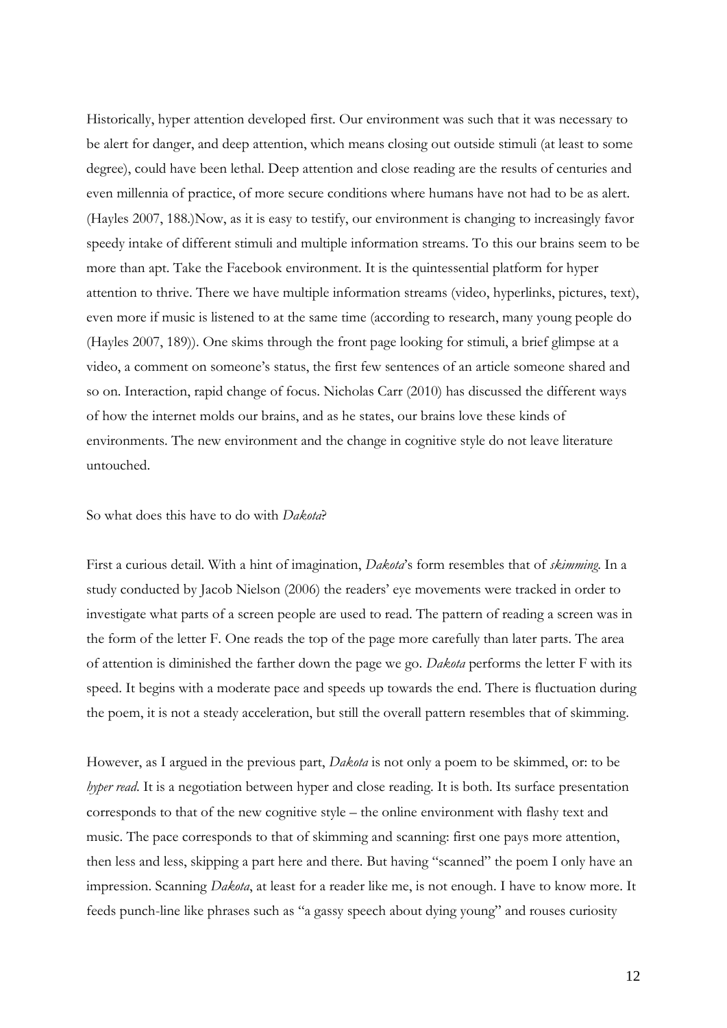Historically, hyper attention developed first. Our environment was such that it was necessary to be alert for danger, and deep attention, which means closing out outside stimuli (at least to some degree), could have been lethal. Deep attention and close reading are the results of centuries and even millennia of practice, of more secure conditions where humans have not had to be as alert. (Hayles 2007, 188.)Now, as it is easy to testify, our environment is changing to increasingly favor speedy intake of different stimuli and multiple information streams. To this our brains seem to be more than apt. Take the Facebook environment. It is the quintessential platform for hyper attention to thrive. There we have multiple information streams (video, hyperlinks, pictures, text), even more if music is listened to at the same time (according to research, many young people do (Hayles 2007, 189)). One skims through the front page looking for stimuli, a brief glimpse at a video, a comment on someone's status, the first few sentences of an article someone shared and so on. Interaction, rapid change of focus. Nicholas Carr (2010) has discussed the different ways of how the internet molds our brains, and as he states, our brains love these kinds of environments. The new environment and the change in cognitive style do not leave literature untouched.

So what does this have to do with *Dakota*?

First a curious detail. With a hint of imagination, *Dakota*'s form resembles that of *skimming*. In a study conducted by Jacob Nielson (2006) the readers' eye movements were tracked in order to investigate what parts of a screen people are used to read. The pattern of reading a screen was in the form of the letter F. One reads the top of the page more carefully than later parts. The area of attention is diminished the farther down the page we go. *Dakota* performs the letter F with its speed. It begins with a moderate pace and speeds up towards the end. There is fluctuation during the poem, it is not a steady acceleration, but still the overall pattern resembles that of skimming.

However, as I argued in the previous part, *Dakota* is not only a poem to be skimmed, or: to be *hyper read*. It is a negotiation between hyper and close reading. It is both. Its surface presentation corresponds to that of the new cognitive style – the online environment with flashy text and music. The pace corresponds to that of skimming and scanning: first one pays more attention, then less and less, skipping a part here and there. But having "scanned" the poem I only have an impression. Scanning *Dakota*, at least for a reader like me, is not enough. I have to know more. It feeds punch-line like phrases such as "a gassy speech about dying young" and rouses curiosity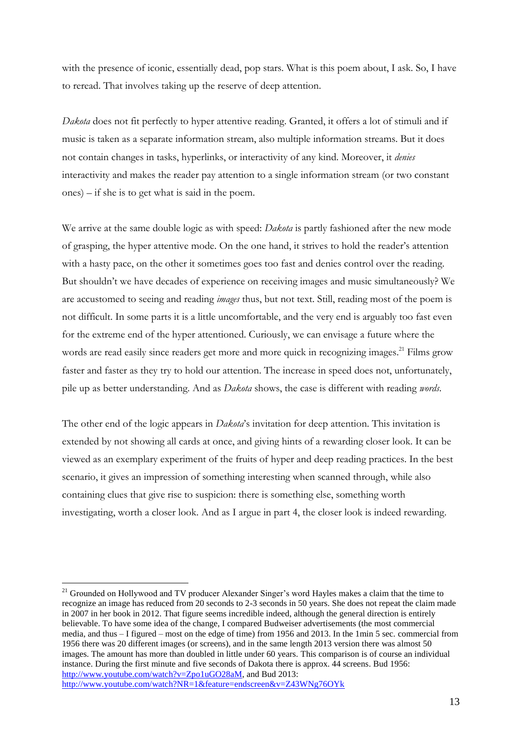with the presence of iconic, essentially dead, pop stars. What is this poem about, I ask. So, I have to reread. That involves taking up the reserve of deep attention.

*Dakota* does not fit perfectly to hyper attentive reading. Granted, it offers a lot of stimuli and if music is taken as a separate information stream, also multiple information streams. But it does not contain changes in tasks, hyperlinks, or interactivity of any kind. Moreover, it *denies* interactivity and makes the reader pay attention to a single information stream (or two constant ones) – if she is to get what is said in the poem.

We arrive at the same double logic as with speed: *Dakota* is partly fashioned after the new mode of grasping, the hyper attentive mode. On the one hand, it strives to hold the reader's attention with a hasty pace, on the other it sometimes goes too fast and denies control over the reading. But shouldn't we have decades of experience on receiving images and music simultaneously? We are accustomed to seeing and reading *images* thus, but not text. Still, reading most of the poem is not difficult. In some parts it is a little uncomfortable, and the very end is arguably too fast even for the extreme end of the hyper attentioned. Curiously, we can envisage a future where the words are read easily since readers get more and more quick in recognizing images.[21] Films grow faster and faster as they try to hold our attention. The increase in speed does not, unfortunately, pile up as better understanding. And as *Dakota* shows, the case is different with reading *words*.

The other end of the logic appears in *Dakota*'s invitation for deep attention. This invitation is extended by not showing all cards at once, and giving hints of a rewarding closer look. It can be viewed as an exemplary experiment of the fruits of hyper and deep reading practices. In the best scenario, it gives an impression of something interesting when scanned through, while also containing clues that give rise to suspicion: there is something else, something worth investigating, worth a closer look. And as I argue in part 4, the closer look is indeed rewarding.

[21] Grounded on Hollywood and TV producer Alexander Singer's word Hayles makes a claim that the time to recognize an image has reduced from 20 seconds to 2-3 seconds in 50 years. She does not repeat the claim made in 2007 in her book in 2012. That figure seems incredible indeed, although the general direction is entirely believable. To have some idea of the change, I compared Budweiser advertisements (the most commercial media, and thus – I figured – most on the edge of time) from 1956 and 2013. In the 1min 5 sec. commercial from 1956 there was 20 different images (or screens), and in the same length 2013 version there was almost 50 images. The amount has more than doubled in little under 60 years. This comparison is of course an individual instance. During the first minute and five seconds of Dakota there is approx. 44 screens. Bud 1956: http://www.youtube.com/watch?v=Zpo1uGO28aM, and Bud 2013: http://www.youtube.com/watch?NR=1&feature=endscreen&v=Z43WNg76OYk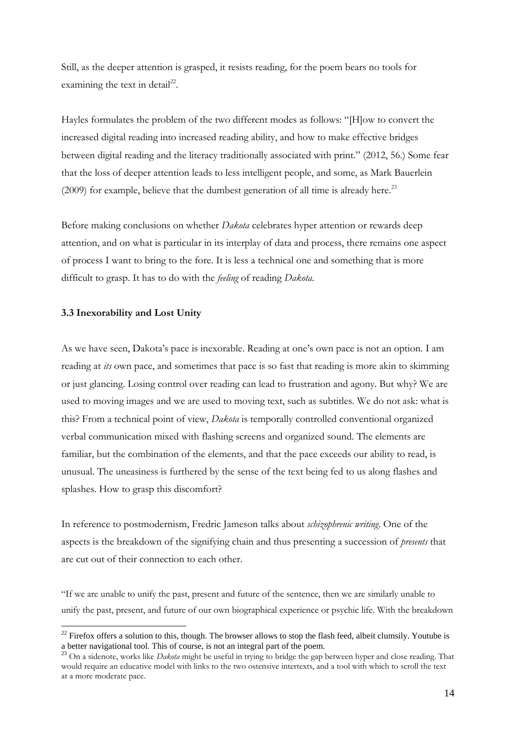Still, as the deeper attention is grasped, it resists reading, for the poem bears no tools for examining the text in detail[22].

Hayles formulates the problem of the two different modes as follows: "[H]ow to convert the increased digital reading into increased reading ability, and how to make effective bridges between digital reading and the literacy traditionally associated with print." (2012, 56.) Some fear that the loss of deeper attention leads to less intelligent people, and some, as Mark Bauerlein (2009) for example, believe that the dumbest generation of all time is already here.[23]

Before making conclusions on whether *Dakota* celebrates hyper attention or rewards deep attention, and on what is particular in its interplay of data and process, there remains one aspect of process I want to bring to the fore. It is less a technical one and something that is more difficult to grasp. It has to do with the *feeling* of reading *Dakota*.

### 3.3 Inexorability and Lost Unity

As we have seen, Dakota's pace is inexorable. Reading at one's own pace is not an option. I am reading at *its* own pace, and sometimes that pace is so fast that reading is more akin to skimming or just glancing. Losing control over reading can lead to frustration and agony. But why? We are used to moving images and we are used to moving text, such as subtitles. We do not ask: what is this? From a technical point of view, *Dakota* is temporally controlled conventional organized verbal communication mixed with flashing screens and organized sound. The elements are familiar, but the combination of the elements, and that the pace exceeds our ability to read, is unusual. The uneasiness is furthered by the sense of the text being fed to us along flashes and splashes. How to grasp this discomfort?

In reference to postmodernism, Fredric Jameson talks about *schizophrenic writing*. One of the aspects is the breakdown of the signifying chain and thus presenting a succession of *presents* that are cut out of their connection to each other.

"If we are unable to unify the past, present and future of the sentence, then we are similarly unable to unify the past, present, and future of our own biographical experience or psychic life. With the breakdown

---

[22] Firefox offers a solution to this, though. The browser allows to stop the flash feed, albeit clumsily. Youtube is a better navigational tool. This of course, is not an integral part of the poem.

[23] On a sidenote, works like *Dakota* might be useful in trying to bridge the gap between hyper and close reading. That would require an educative model with links to the two ostensive intertexts, and a tool with which to scroll the text at a more moderate pace.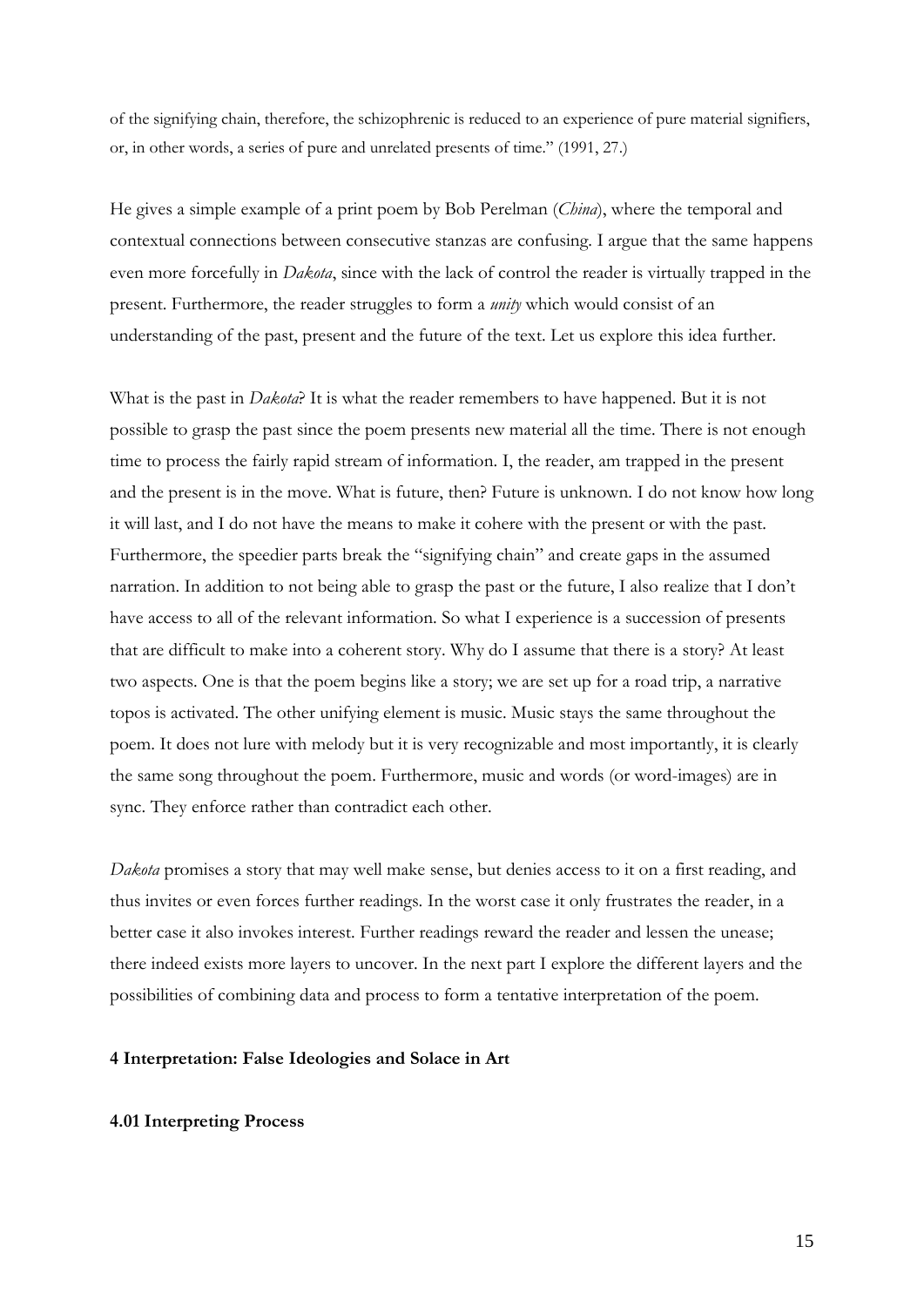of the signifying chain, therefore, the schizophrenic is reduced to an experience of pure material signifiers, or, in other words, a series of pure and unrelated presents of time." (1991, 27.)

He gives a simple example of a print poem by Bob Perelman (*China*), where the temporal and contextual connections between consecutive stanzas are confusing. I argue that the same happens even more forcefully in *Dakota*, since with the lack of control the reader is virtually trapped in the present. Furthermore, the reader struggles to form a *unity* which would consist of an understanding of the past, present and the future of the text. Let us explore this idea further.

What is the past in *Dakota*? It is what the reader remembers to have happened. But it is not possible to grasp the past since the poem presents new material all the time. There is not enough time to process the fairly rapid stream of information. I, the reader, am trapped in the present and the present is in the move. What is future, then? Future is unknown. I do not know how long it will last, and I do not have the means to make it cohere with the present or with the past. Furthermore, the speedier parts break the "signifying chain" and create gaps in the assumed narration. In addition to not being able to grasp the past or the future, I also realize that I don't have access to all of the relevant information. So what I experience is a succession of presents that are difficult to make into a coherent story. Why do I assume that there is a story? At least two aspects. One is that the poem begins like a story; we are set up for a road trip, a narrative topos is activated. The other unifying element is music. Music stays the same throughout the poem. It does not lure with melody but it is very recognizable and most importantly, it is clearly the same song throughout the poem. Furthermore, music and words (or word-images) are in sync. They enforce rather than contradict each other.

*Dakota* promises a story that may well make sense, but denies access to it on a first reading, and thus invites or even forces further readings. In the worst case it only frustrates the reader, in a better case it also invokes interest. Further readings reward the reader and lessen the unease; there indeed exists more layers to uncover. In the next part I explore the different layers and the possibilities of combining data and process to form a tentative interpretation of the poem.

## 4 Interpretation: False Ideologies and Solace in Art

### 4.01 Interpreting Process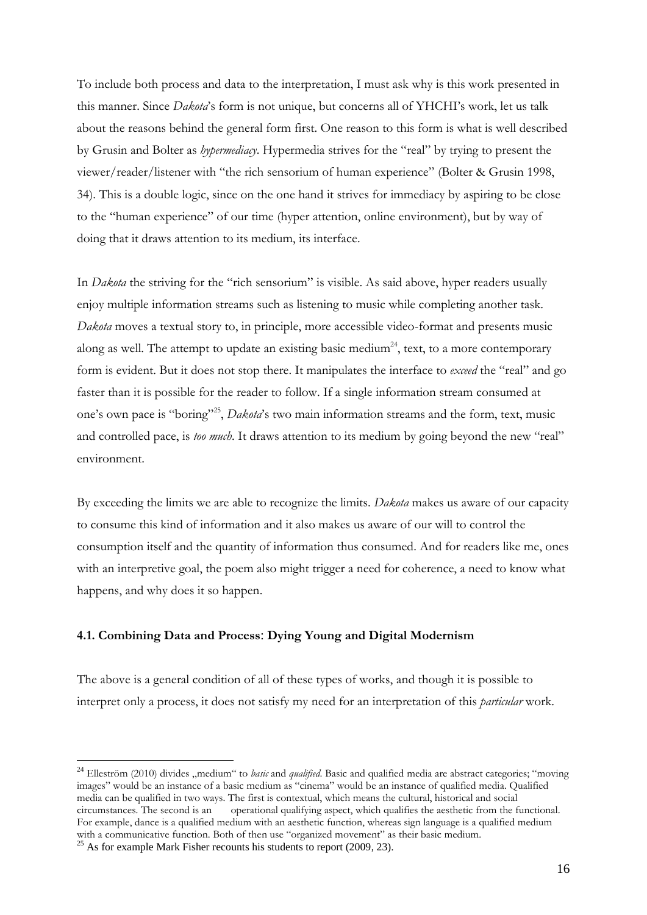To include both process and data to the interpretation, I must ask why is this work presented in this manner. Since *Dakota*'s form is not unique, but concerns all of YHCHI's work, let us talk about the reasons behind the general form first. One reason to this form is what is well described by Grusin and Bolter as *hypermediacy*. Hypermedia strives for the "real" by trying to present the viewer/reader/listener with "the rich sensorium of human experience" (Bolter & Grusin 1998, 34). This is a double logic, since on the one hand it strives for immediacy by aspiring to be close to the "human experience" of our time (hyper attention, online environment), but by way of doing that it draws attention to its medium, its interface.

In *Dakota* the striving for the "rich sensorium" is visible. As said above, hyper readers usually enjoy multiple information streams such as listening to music while completing another task. *Dakota* moves a textual story to, in principle, more accessible video-format and presents music along as well. The attempt to update an existing basic medium[24], text, to a more contemporary form is evident. But it does not stop there. It manipulates the interface to *exceed* the "real" and go faster than it is possible for the reader to follow. If a single information stream consumed at one's own pace is "boring"[25], *Dakota*'s two main information streams and the form, text, music and controlled pace, is *too much*. It draws attention to its medium by going beyond the new "real" environment.

By exceeding the limits we are able to recognize the limits. *Dakota* makes us aware of our capacity to consume this kind of information and it also makes us aware of our will to control the consumption itself and the quantity of information thus consumed. And for readers like me, ones with an interpretive goal, the poem also might trigger a need for coherence, a need to know what happens, and why does it so happen.

### 4.1. Combining Data and Process: Dying Young and Digital Modernism

The above is a general condition of all of these types of works, and though it is possible to interpret only a process, it does not satisfy my need for an interpretation of this *particular* work.

---

[24] Elleström (2010) divides „medium" to *basic* and *qualified*. Basic and qualified media are abstract categories; "moving images" would be an instance of a basic medium as "cinema" would be an instance of qualified media. Qualified media can be qualified in two ways. The first is contextual, which means the cultural, historical and social circumstances. The second is an operational qualifying aspect, which qualifies the aesthetic from the functional. For example, dance is a qualified medium with an aesthetic function, whereas sign language is a qualified medium with a communicative function. Both of then use "organized movement" as their basic medium.

[25] As for example Mark Fisher recounts his students to report (2009, 23).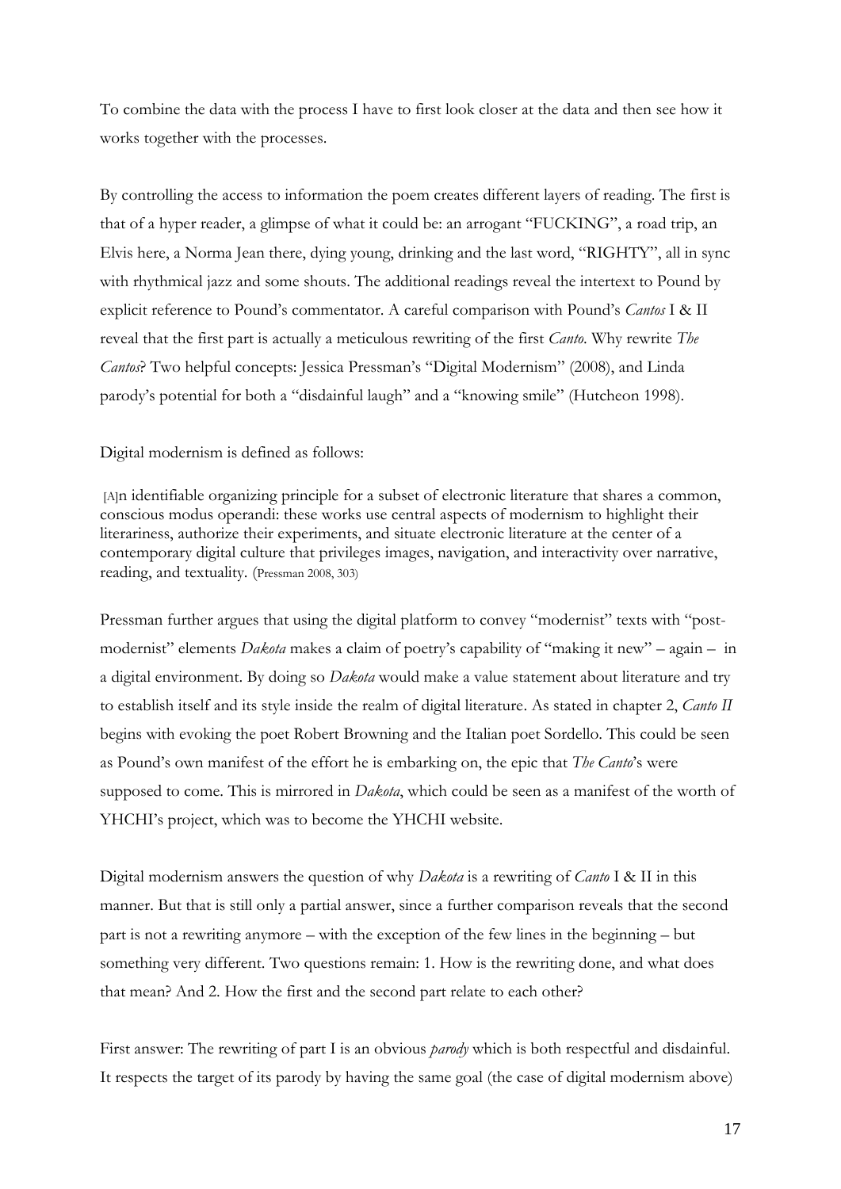To combine the data with the process I have to first look closer at the data and then see how it works together with the processes.

By controlling the access to information the poem creates different layers of reading. The first is that of a hyper reader, a glimpse of what it could be: an arrogant "FUCKING", a road trip, an Elvis here, a Norma Jean there, dying young, drinking and the last word, "RIGHTY", all in sync with rhythmical jazz and some shouts. The additional readings reveal the intertext to Pound by explicit reference to Pound's commentator. A careful comparison with Pound's *Cantos* I & II reveal that the first part is actually a meticulous rewriting of the first *Canto*. Why rewrite *The Cantos*? Two helpful concepts: Jessica Pressman's "Digital Modernism" (2008), and Linda parody's potential for both a "disdainful laugh" and a "knowing smile" (Hutcheon 1998).

Digital modernism is defined as follows:

> [A]n identifiable organizing principle for a subset of electronic literature that shares a common, conscious modus operandi: these works use central aspects of modernism to highlight their literariness, authorize their experiments, and situate electronic literature at the center of a contemporary digital culture that privileges images, navigation, and interactivity over narrative, reading, and textuality. (Pressman 2008, 303)

Pressman further argues that using the digital platform to convey "modernist" texts with "post-modernist" elements *Dakota* makes a claim of poetry's capability of "making it new" – again – in a digital environment. By doing so *Dakota* would make a value statement about literature and try to establish itself and its style inside the realm of digital literature. As stated in chapter 2, *Canto II* begins with evoking the poet Robert Browning and the Italian poet Sordello. This could be seen as Pound's own manifest of the effort he is embarking on, the epic that *The Canto*'s were supposed to come. This is mirrored in *Dakota*, which could be seen as a manifest of the worth of YHCHI's project, which was to become the YHCHI website.

Digital modernism answers the question of why *Dakota* is a rewriting of *Canto* I & II in this manner. But that is still only a partial answer, since a further comparison reveals that the second part is not a rewriting anymore – with the exception of the few lines in the beginning – but something very different. Two questions remain: 1. How is the rewriting done, and what does that mean? And 2. How the first and the second part relate to each other?

First answer: The rewriting of part I is an obvious *parody* which is both respectful and disdainful. It respects the target of its parody by having the same goal (the case of digital modernism above)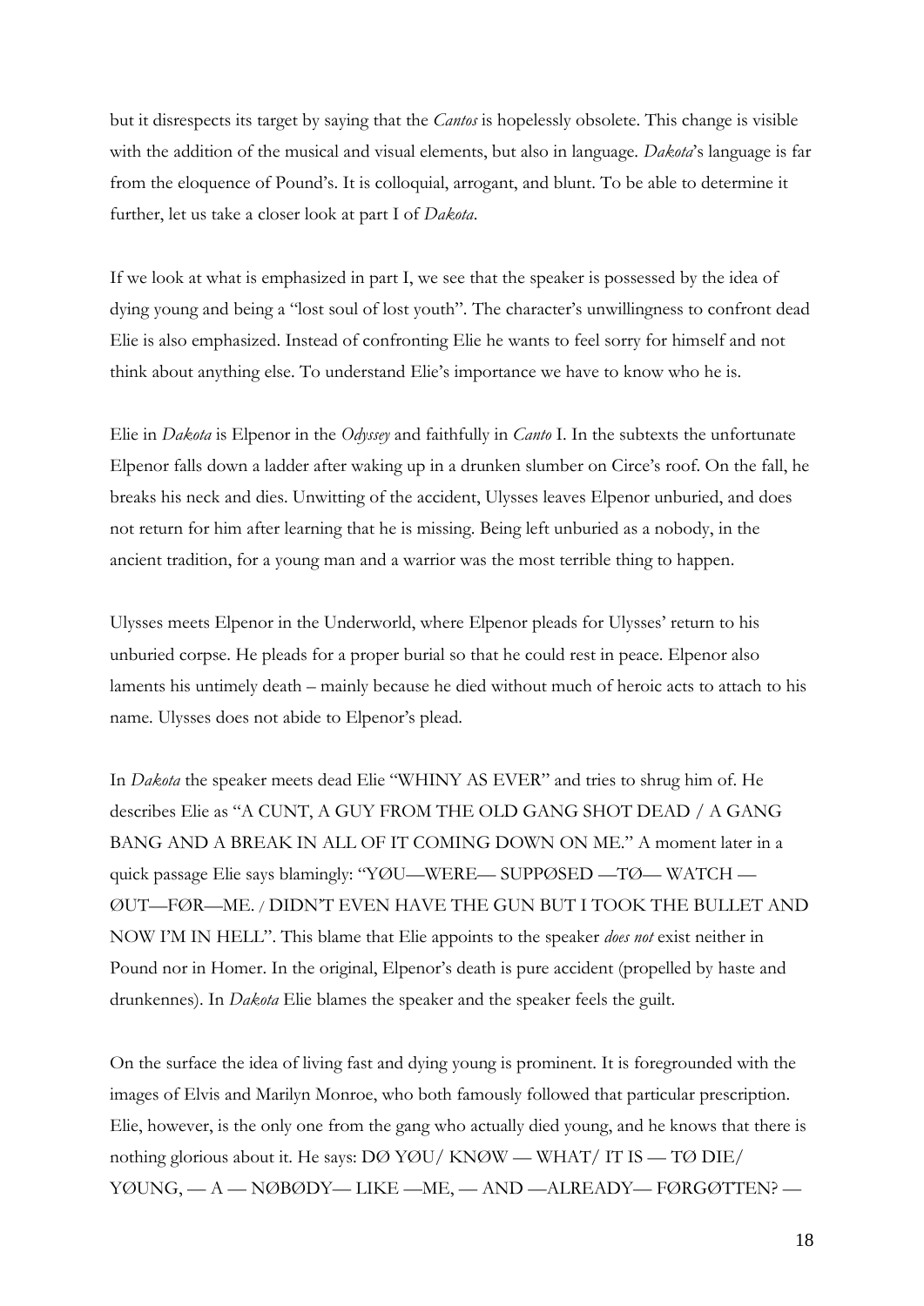but it disrespects its target by saying that the *Cantos* is hopelessly obsolete. This change is visible with the addition of the musical and visual elements, but also in language. *Dakota*'s language is far from the eloquence of Pound's. It is colloquial, arrogant, and blunt. To be able to determine it further, let us take a closer look at part I of *Dakota*.

If we look at what is emphasized in part I, we see that the speaker is possessed by the idea of dying young and being a "lost soul of lost youth". The character's unwillingness to confront dead Elie is also emphasized. Instead of confronting Elie he wants to feel sorry for himself and not think about anything else. To understand Elie's importance we have to know who he is.

Elie in *Dakota* is Elpenor in the *Odyssey* and faithfully in *Canto* I. In the subtexts the unfortunate Elpenor falls down a ladder after waking up in a drunken slumber on Circe's roof. On the fall, he breaks his neck and dies. Unwitting of the accident, Ulysses leaves Elpenor unburied, and does not return for him after learning that he is missing. Being left unburied as a nobody, in the ancient tradition, for a young man and a warrior was the most terrible thing to happen.

Ulysses meets Elpenor in the Underworld, where Elpenor pleads for Ulysses' return to his unburied corpse. He pleads for a proper burial so that he could rest in peace. Elpenor also laments his untimely death – mainly because he died without much of heroic acts to attach to his name. Ulysses does not abide to Elpenor's plead.

In *Dakota* the speaker meets dead Elie "WHINY AS EVER" and tries to shrug him of. He describes Elie as "A CUNT, A GUY FROM THE OLD GANG SHOT DEAD / A GANG BANG AND A BREAK IN ALL OF IT COMING DOWN ON ME." A moment later in a quick passage Elie says blamingly: "YØU—WERE— SUPPØSED —TØ— WATCH — ØUT—FØR—ME. / DIDN'T EVEN HAVE THE GUN BUT I TOOK THE BULLET AND NOW I'M IN HELL". This blame that Elie appoints to the speaker *does not* exist neither in Pound nor in Homer. In the original, Elpenor's death is pure accident (propelled by haste and drunkennes). In *Dakota* Elie blames the speaker and the speaker feels the guilt.

On the surface the idea of living fast and dying young is prominent. It is foregrounded with the images of Elvis and Marilyn Monroe, who both famously followed that particular prescription. Elie, however, is the only one from the gang who actually died young, and he knows that there is nothing glorious about it. He says: DØ YØU/ KNØW — WHAT/ IT IS — TØ DIE/ YØUNG, — A — NØBØDY— LIKE —ME, — AND —ALREADY— FØRGØTTEN? —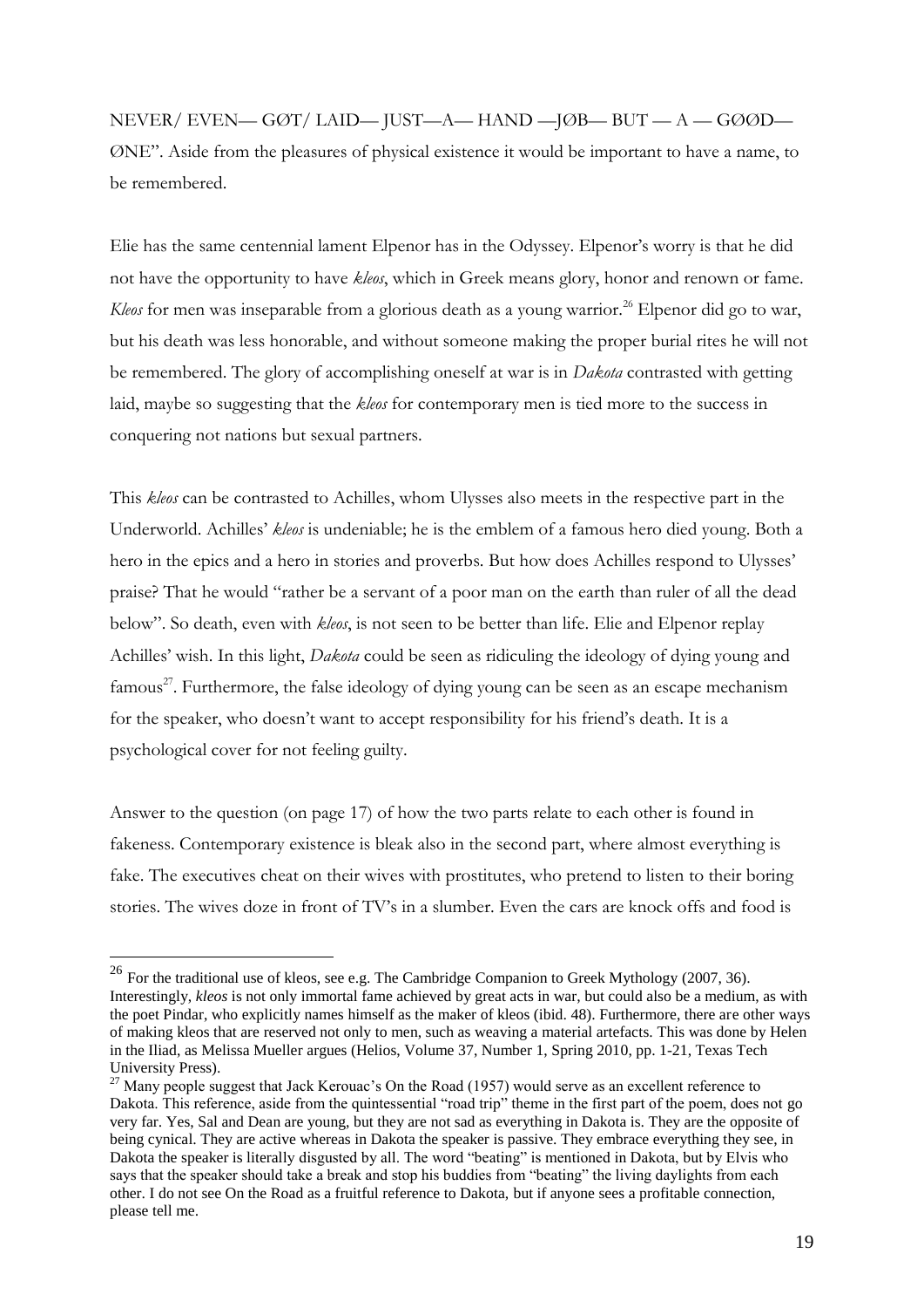NEVER/ EVEN— GØT/ LAID— JUST—A— HAND —JØB— BUT — A — GØØD— ØNE". Aside from the pleasures of physical existence it would be important to have a name, to be remembered.

Elie has the same centennial lament Elpenor has in the Odyssey. Elpenor's worry is that he did not have the opportunity to have *kleos*, which in Greek means glory, honor and renown or fame. *Kleos* for men was inseparable from a glorious death as a young warrior.[26] Elpenor did go to war, but his death was less honorable, and without someone making the proper burial rites he will not be remembered. The glory of accomplishing oneself at war is in *Dakota* contrasted with getting laid, maybe so suggesting that the *kleos* for contemporary men is tied more to the success in conquering not nations but sexual partners.

This *kleos* can be contrasted to Achilles, whom Ulysses also meets in the respective part in the Underworld. Achilles' *kleos* is undeniable; he is the emblem of a famous hero died young. Both a hero in the epics and a hero in stories and proverbs. But how does Achilles respond to Ulysses' praise? That he would "rather be a servant of a poor man on the earth than ruler of all the dead below". So death, even with *kleos*, is not seen to be better than life. Elie and Elpenor replay Achilles' wish. In this light, *Dakota* could be seen as ridiculing the ideology of dying young and famous[27]. Furthermore, the false ideology of dying young can be seen as an escape mechanism for the speaker, who doesn't want to accept responsibility for his friend's death. It is a psychological cover for not feeling guilty.

Answer to the question (on page 17) of how the two parts relate to each other is found in fakeness. Contemporary existence is bleak also in the second part, where almost everything is fake. The executives cheat on their wives with prostitutes, who pretend to listen to their boring stories. The wives doze in front of TV's in a slumber. Even the cars are knock offs and food is

---

[26] For the traditional use of kleos, see e.g. The Cambridge Companion to Greek Mythology (2007, 36). Interestingly, *kleos* is not only immortal fame achieved by great acts in war, but could also be a medium, as with the poet Pindar, who explicitly names himself as the maker of kleos (ibid. 48). Furthermore, there are other ways of making kleos that are reserved not only to men, such as weaving a material artefacts. This was done by Helen in the Iliad, as Melissa Mueller argues (Helios, Volume 37, Number 1, Spring 2010, pp. 1-21, Texas Tech University Press).

[27] Many people suggest that Jack Kerouac's On the Road (1957) would serve as an excellent reference to Dakota. This reference, aside from the quintessential "road trip" theme in the first part of the poem, does not go very far. Yes, Sal and Dean are young, but they are not sad as everything in Dakota is. They are the opposite of being cynical. They are active whereas in Dakota the speaker is passive. They embrace everything they see, in Dakota the speaker is literally disgusted by all. The word "beating" is mentioned in Dakota, but by Elvis who says that the speaker should take a break and stop his buddies from "beating" the living daylights from each other. I do not see On the Road as a fruitful reference to Dakota, but if anyone sees a profitable connection, please tell me.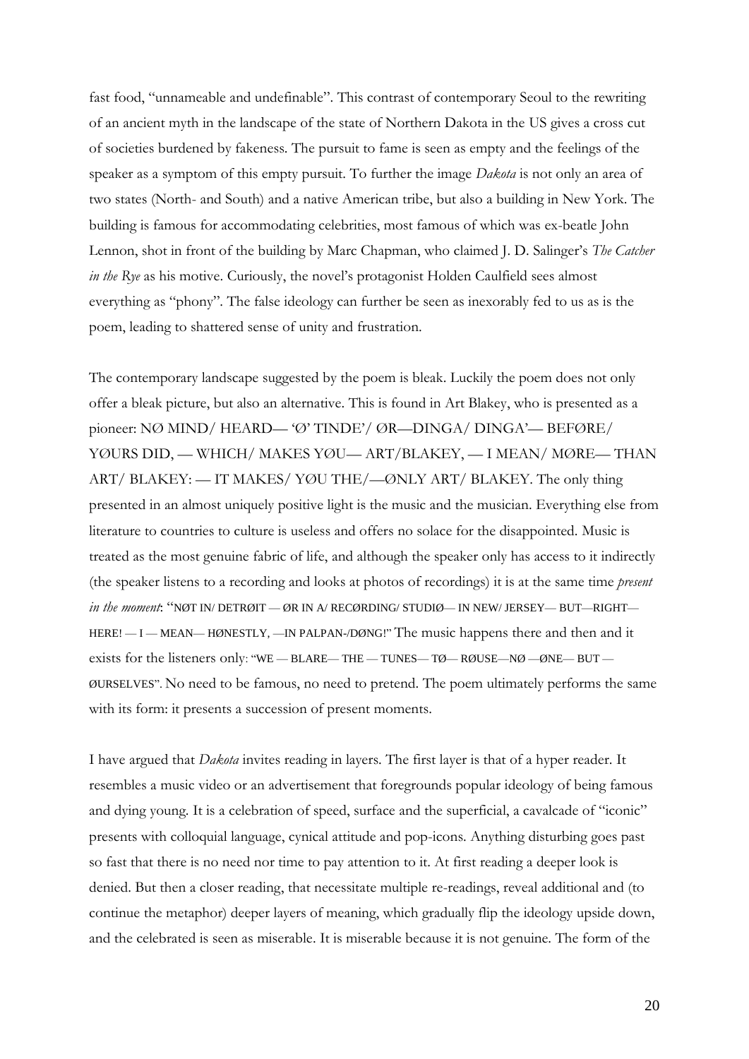fast food, "unnameable and undefinable". This contrast of contemporary Seoul to the rewriting of an ancient myth in the landscape of the state of Northern Dakota in the US gives a cross cut of societies burdened by fakeness. The pursuit to fame is seen as empty and the feelings of the speaker as a symptom of this empty pursuit. To further the image *Dakota* is not only an area of two states (North- and South) and a native American tribe, but also a building in New York. The building is famous for accommodating celebrities, most famous of which was ex-beatle John Lennon, shot in front of the building by Marc Chapman, who claimed J. D. Salinger's *The Catcher in the Rye* as his motive. Curiously, the novel's protagonist Holden Caulfield sees almost everything as "phony". The false ideology can further be seen as inexorably fed to us as is the poem, leading to shattered sense of unity and frustration.

The contemporary landscape suggested by the poem is bleak. Luckily the poem does not only offer a bleak picture, but also an alternative. This is found in Art Blakey, who is presented as a pioneer: NØ MIND/ HEARD— 'Ø' TINDE'/ ØR—DINGA/ DINGA'— BEFØRE/ YØURS DID, — WHICH/ MAKES YØU— ART/BLAKEY, — I MEAN/ MØRE— THAN ART/ BLAKEY: — IT MAKES/ YØU THE/—ØNLY ART/ BLAKEY. The only thing presented in an almost uniquely positive light is the music and the musician. Everything else from literature to countries to culture is useless and offers no solace for the disappointed. Music is treated as the most genuine fabric of life, and although the speaker only has access to it indirectly (the speaker listens to a recording and looks at photos of recordings) it is at the same time *present in the moment*: "NØT IN/ DETRØIT — ØR IN A/ RECØRDING/ STUDIØ— IN NEW/ JERSEY— BUT—RIGHT— HERE! — I — MEAN— HØNESTLY, —IN PALPAN-/DØNG!" The music happens there and then and it exists for the listeners only: "WE — BLARE— THE — TUNES— TØ— RØUSE—NØ —ØNE— BUT — ØURSELVES". No need to be famous, no need to pretend. The poem ultimately performs the same with its form: it presents a succession of present moments.

I have argued that *Dakota* invites reading in layers. The first layer is that of a hyper reader. It resembles a music video or an advertisement that foregrounds popular ideology of being famous and dying young. It is a celebration of speed, surface and the superficial, a cavalcade of "iconic" presents with colloquial language, cynical attitude and pop-icons. Anything disturbing goes past so fast that there is no need nor time to pay attention to it. At first reading a deeper look is denied. But then a closer reading, that necessitate multiple re-readings, reveal additional and (to continue the metaphor) deeper layers of meaning, which gradually flip the ideology upside down, and the celebrated is seen as miserable. It is miserable because it is not genuine. The form of the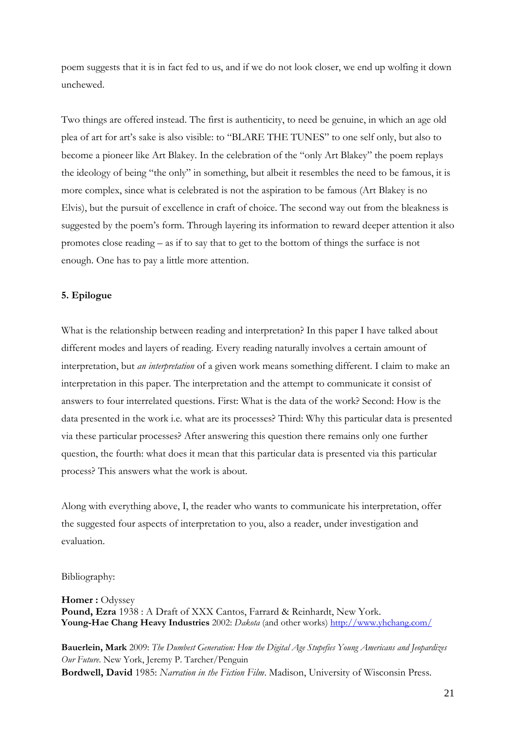poem suggests that it is in fact fed to us, and if we do not look closer, we end up wolfing it down unchewed.

Two things are offered instead. The first is authenticity, to need be genuine, in which an age old plea of art for art's sake is also visible: to "BLARE THE TUNES" to one self only, but also to become a pioneer like Art Blakey. In the celebration of the "only Art Blakey" the poem replays the ideology of being "the only" in something, but albeit it resembles the need to be famous, it is more complex, since what is celebrated is not the aspiration to be famous (Art Blakey is no Elvis), but the pursuit of excellence in craft of choice. The second way out from the bleakness is suggested by the poem's form. Through layering its information to reward deeper attention it also promotes close reading – as if to say that to get to the bottom of things the surface is not enough. One has to pay a little more attention.

## 5. Epilogue

What is the relationship between reading and interpretation? In this paper I have talked about different modes and layers of reading. Every reading naturally involves a certain amount of interpretation, but *an interpretation* of a given work means something different. I claim to make an interpretation in this paper. The interpretation and the attempt to communicate it consist of answers to four interrelated questions. First: What is the data of the work? Second: How is the data presented in the work i.e. what are its processes? Third: Why this particular data is presented via these particular processes? After answering this question there remains only one further question, the fourth: what does it mean that this particular data is presented via this particular process? This answers what the work is about.

Along with everything above, I, the reader who wants to communicate his interpretation, offer the suggested four aspects of interpretation to you, also a reader, under investigation and evaluation.

Bibliography:

**Homer :** Odyssey
**Pound, Ezra** 1938 : A Draft of XXX Cantos, Farrard & Reinhardt, New York.
**Young-Hae Chang Heavy Industries** 2002: *Dakota* (and other works) http://www.yhchang.com/

**Bauerlein, Mark** 2009: *The Dumbest Generation: How the Digital Age Stupefies Young Americans and Jeopardizes Our Future*. New York, Jeremy P. Tarcher/Penguin
**Bordwell, David** 1985: *Narration in the Fiction Film*. Madison, University of Wisconsin Press.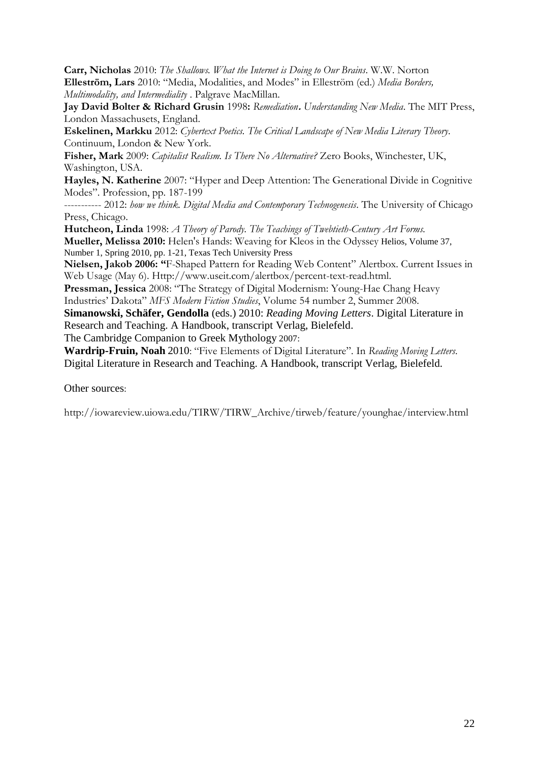**Carr, Nicholas** 2010: *The Shallows. What the Internet is Doing to Our Brains*. W.W. Norton

**Elleström, Lars** 2010: "Media, Modalities, and Modes" in Elleström (ed.) *Media Borders, Multimodality, and Intermediality* . Palgrave MacMillan.

**Jay David Bolter & Richard Grusin** 1998**:** *Remediation*. *Understanding New Media*. The MIT Press, London Massachusets, England.

**Eskelinen, Markku** 2012: *Cybertext Poetics. The Critical Landscape of New Media Literary Theory*. Continuum, London & New York.

**Fisher, Mark** 2009: *Capitalist Realism. Is There No Alternative?* Zero Books, Winchester, UK, Washington, USA.

**Hayles, N. Katherine** 2007: "Hyper and Deep Attention: The Generational Divide in Cognitive Modes". Profession, pp. 187-199

----------- 2012: *how we think. Digital Media and Contemporary Technogenesis*. The University of Chicago Press, Chicago.

**Hutcheon, Linda** 1998: *A Theory of Parody. The Teachings of Twebtieth-Century Art Forms.*

**Mueller, Melissa 2010:** Helen's Hands: Weaving for Kleos in the Odyssey Helios, Volume 37, Number 1, Spring 2010, pp. 1-21, Texas Tech University Press

**Nielsen, Jakob 2006: "**F-Shaped Pattern for Reading Web Content" Alertbox. Current Issues in Web Usage (May 6). Http://www.useit.com/alertbox/percent-text-read.html.

**Pressman, Jessica** 2008: "The Strategy of Digital Modernism: Young-Hae Chang Heavy Industries' Dakota" *MFS Modern Fiction Studies*, Volume 54 number 2, Summer 2008.

**Simanowski, Schäfer, Gendolla** (eds.) 2010: *Reading Moving Letters*. Digital Literature in Research and Teaching. A Handbook, transcript Verlag, Bielefeld.

The Cambridge Companion to Greek Mythology 2007:

**Wardrip-Fruin, Noah** 2010: "Five Elements of Digital Literature". In *Reading Moving Letters*. Digital Literature in Research and Teaching. A Handbook, transcript Verlag, Bielefeld.

Other sources:

http://iowareview.uiowa.edu/TIRW/TIRW_Archive/tirweb/feature/younghae/interview.html